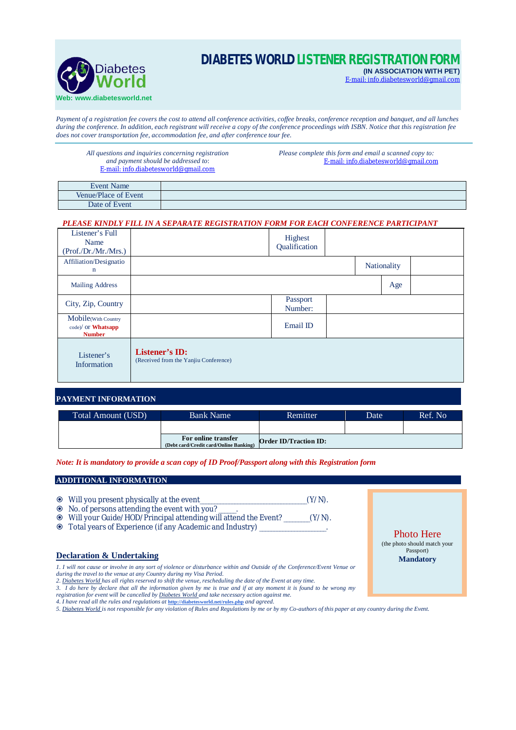Diabetes World

**Web: www.diabetesworld.net**

# DIABETES WORLD LISTENER REGISTRATION FORM

**(IN ASSOCIATION WITH PET)**

E-mail: info.diabetesworld@gmail.com

*Payment of a registration fee covers the cost to attend all conference activities, coffee breaks, conference reception and banquet, and all lunches during the conference. In addition, each registrant will receive a copy of the conference proceedings with ISBN. Notice that this registration fee does not cover transportation fee, accommodation fee, and after conference tour fee.*

*All questions and inquiries concerning registration and payment should be addressed to:*
E-mail: info.diabetesworld@gmail.com

*Please complete this form and email a scanned copy to:*
E-mail: info.diabetesworld@gmail.com

| Event Name | |
|---|---|
| Venue/Place of Event | |
| Date of Event | |

***PLEASE KINDLY FILL IN A SEPARATE REGISTRATION FORM FOR EACH CONFERENCE PARTICIPANT***

| Listener's Full Name (Prof./Dr./Mr./Mrs.) | | Highest Qualification | |
|---|---|---|---|
| Affiliation/Designation | | Nationality | |
| Mailing Address | | Age | |
| City, Zip, Country | | Passport Number: | |
| Mobile(With Country code)/ or **Whatsapp Number** | | Email ID | |
| Listener's Information | **Listener's ID:** (Received from the Yanjiu Conference) | | |

## PAYMENT INFORMATION

| Total Amount (USD) | Bank Name | Remitter | Date | Ref. No |
|---|---|---|---|---|
| | | | | |
| | **For online transfer** (Debt card/Credit card/Online Banking) | **Order ID/Traction ID:** | | |

***Note: It is mandatory to provide a scan copy of ID Proof/Passport along with this Registration form***

## ADDITIONAL INFORMATION

- Will you present physically at the event___________________________(Y/N).
- No. of persons attending the event with you?_____.
- Will your Guide/HOD/Principal attending will attend the Event? _______(Y/N).
- Total years of Experience (if any Academic and Industry) _________________.

Photo Here
(the photo should match your Passport)
**Mandatory**

## Declaration & Undertaking

*1. I will not cause or involve in any sort of violence or disturbance within and Outside of the Conference/Event Venue or during the travel to the venue at any Country during my Visa Period.*
*2. Diabetes World has all rights reserved to shift the venue, rescheduling the date of the Event at any time.*
*3. I do here by declare that all the information given by me is true and if at any moment it is found to be wrong my registration for event will be cancelled by Diabetes World and take necessary action against me.*
*4. I have read all the rules and regulations at* **http://diabetesworld.net/rules.php** *and agreed.*
*5. Diabetes World is not responsible for any violation of Rules and Regulations by me or by my Co-authors of this paper at any country during the Event.*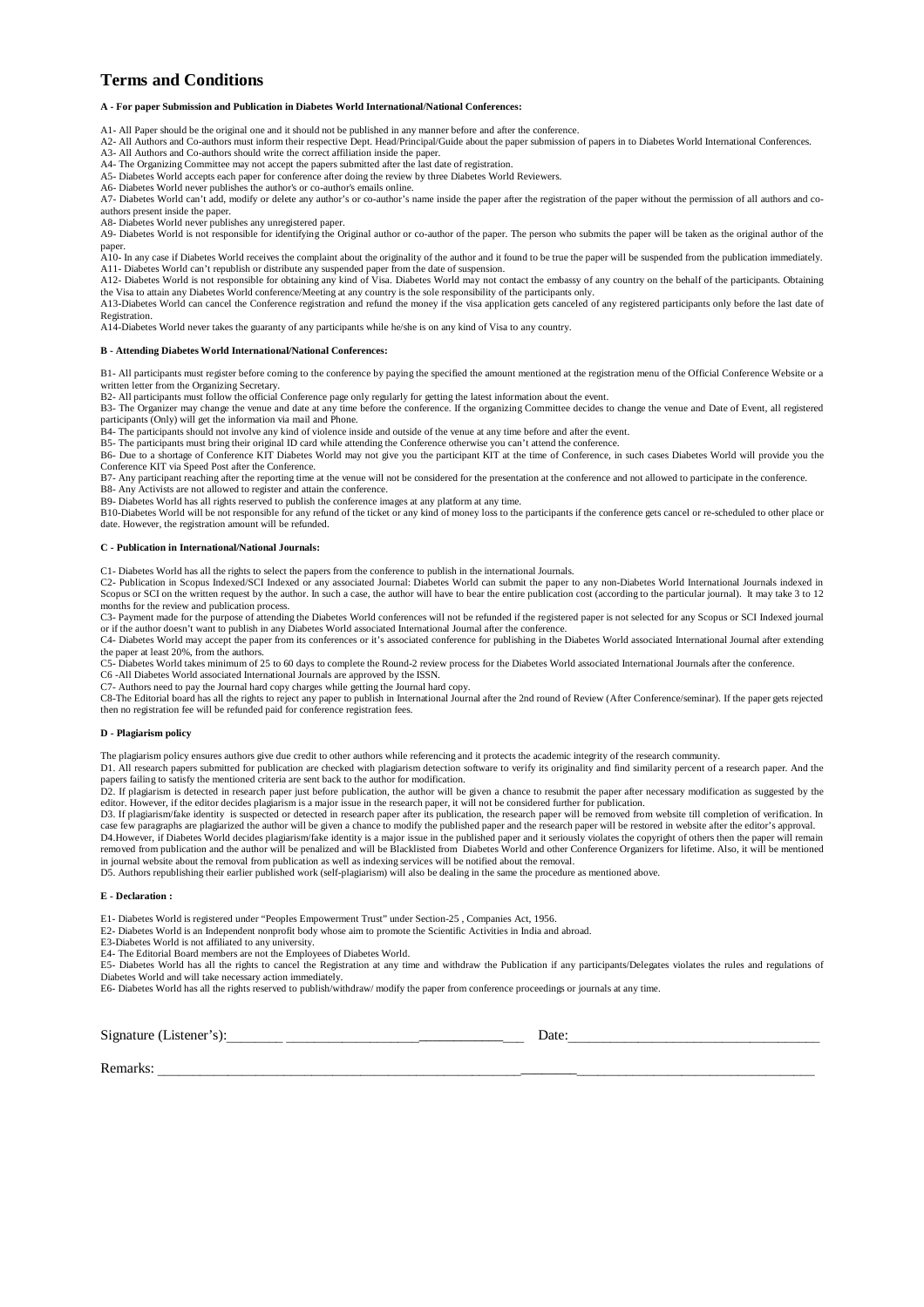# Terms and Conditions

**A - For paper Submission and Publication in Diabetes World International/National Conferences:**

A1- All Paper should be the original one and it should not be published in any manner before and after the conference.
A2- All Authors and Co-authors must inform their respective Dept. Head/Principal/Guide about the paper submission of papers in to Diabetes World International Conferences.
A3- All Authors and Co-authors should write the correct affiliation inside the paper.
A4- The Organizing Committee may not accept the papers submitted after the last date of registration.
A5- Diabetes World accepts each paper for conference after doing the review by three Diabetes World Reviewers.
A6- Diabetes World never publishes the author's or co-author's emails online.
A7- Diabetes World can't add, modify or delete any author's or co-author's name inside the paper after the registration of the paper without the permission of all authors and co-authors present inside the paper.
A8- Diabetes World never publishes any unregistered paper.
A9- Diabetes World is not responsible for identifying the Original author or co-author of the paper. The person who submits the paper will be taken as the original author of the paper.
A10- In any case if Diabetes World receives the complaint about the originality of the author and it found to be true the paper will be suspended from the publication immediately.
A11- Diabetes World can't republish or distribute any suspended paper from the date of suspension.
A12- Diabetes World is not responsible for obtaining any kind of Visa. Diabetes World may not contact the embassy of any country on the behalf of the participants. Obtaining the Visa to attain any Diabetes World conference/Meeting at any country is the sole responsibility of the participants only.
A13-Diabetes World can cancel the Conference registration and refund the money if the visa application gets canceled of any registered participants only before the last date of Registration.
A14-Diabetes World never takes the guaranty of any participants while he/she is on any kind of Visa to any country.

**B - Attending Diabetes World International/National Conferences:**

B1- All participants must register before coming to the conference by paying the specified the amount mentioned at the registration menu of the Official Conference Website or a written letter from the Organizing Secretary.
B2- All participants must follow the official Conference page only regularly for getting the latest information about the event.
B3- The Organizer may change the venue and date at any time before the conference. If the organizing Committee decides to change the venue and Date of Event, all registered participants (Only) will get the information via mail and Phone.
B4- The participants should not involve any kind of violence inside and outside of the venue at any time before and after the event.
B5- The participants must bring their original ID card while attending the Conference otherwise you can't attend the conference.
B6- Due to a shortage of Conference KIT Diabetes World may not give you the participant KIT at the time of Conference, in such cases Diabetes World will provide you the Conference KIT via Speed Post after the Conference.
B7- Any participant reaching after the reporting time at the venue will not be considered for the presentation at the conference and not allowed to participate in the conference.
B8- Any Activists are not allowed to register and attain the conference.
B9- Diabetes World has all rights reserved to publish the conference images at any platform at any time.
B10-Diabetes World will be not responsible for any refund of the ticket or any kind of money loss to the participants if the conference gets cancel or re-scheduled to other place or date. However, the registration amount will be refunded.

**C - Publication in International/National Journals:**

C1- Diabetes World has all the rights to select the papers from the conference to publish in the international Journals.
C2- Publication in Scopus Indexed/SCI Indexed or any associated Journal: Diabetes World can submit the paper to any non-Diabetes World International Journals indexed in Scopus or SCI on the written request by the author. In such a case, the author will have to bear the entire publication cost (according to the particular journal). It may take 3 to 12 months for the review and publication process.
C3- Payment made for the purpose of attending the Diabetes World conferences will not be refunded if the registered paper is not selected for any Scopus or SCI Indexed journal or if the author doesn't want to publish in any Diabetes World associated International Journal after the conference.
C4- Diabetes World may accept the paper from its conferences or it's associated conference for publishing in the Diabetes World associated International Journal after extending the paper at least 20%, from the authors.
C5- Diabetes World takes minimum of 25 to 60 days to complete the Round-2 review process for the Diabetes World associated International Journals after the conference.
C6 -All Diabetes World associated International Journals are approved by the ISSN.
C7- Authors need to pay the Journal hard copy charges while getting the Journal hard copy.
C8-The Editorial board has all the rights to reject any paper to publish in International Journal after the 2nd round of Review (After Conference/seminar). If the paper gets rejected then no registration fee will be refunded paid for conference registration fees.

**D - Plagiarism policy**

The plagiarism policy ensures authors give due credit to other authors while referencing and it protects the academic integrity of the research community.
D1. All research papers submitted for publication are checked with plagiarism detection software to verify its originality and find similarity percent of a research paper. And the papers failing to satisfy the mentioned criteria are sent back to the author for modification.
D2. If plagiarism is detected in research paper just before publication, the author will be given a chance to resubmit the paper after necessary modification as suggested by the editor. However, if the editor decides plagiarism is a major issue in the research paper, it will not be considered further for publication.
D3. If plagiarism/fake identity is suspected or detected in research paper after its publication, the research paper will be removed from website till completion of verification. In case few paragraphs are plagiarized the author will be given a chance to modify the published paper and the research paper will be restored in website after the editor's approval.
D4.However, if Diabetes World decides plagiarism/fake identity is a major issue in the published paper and it seriously violates the copyright of others then the paper will remain removed from publication and the author will be penalized and will be Blacklisted from Diabetes World and other Conference Organizers for lifetime. Also, it will be mentioned in journal website about the removal from publication as well as indexing services will be notified about the removal.
D5. Authors republishing their earlier published work (self-plagiarism) will also be dealing in the same the procedure as mentioned above.

**E - Declaration :**

E1- Diabetes World is registered under "Peoples Empowerment Trust" under Section-25 , Companies Act, 1956.
E2- Diabetes World is an Independent nonprofit body whose aim to promote the Scientific Activities in India and abroad.
E3-Diabetes World is not affiliated to any university.
E4- The Editorial Board members are not the Employees of Diabetes World.
E5- Diabetes World has all the rights to cancel the Registration at any time and withdraw the Publication if any participants/Delegates violates the rules and regulations of Diabetes World and will take necessary action immediately.
E6- Diabetes World has all the rights reserved to publish/withdraw/ modify the paper from conference proceedings or journals at any time.

Signature (Listener's):\_\_\_\_\_\_\_\_\_\_\_\_\_\_\_\_\_\_\_\_\_\_\_\_\_\_\_\_\_\_ Date:\_\_\_\_\_\_\_\_\_\_\_\_\_\_\_\_\_\_\_\_\_\_\_\_\_\_\_\_\_\_

Remarks: \_\_\_\_\_\_\_\_\_\_\_\_\_\_\_\_\_\_\_\_\_\_\_\_\_\_\_\_\_\_\_\_\_\_\_\_\_\_\_\_\_\_\_\_\_\_\_\_\_\_\_\_\_\_\_\_\_\_\_\_